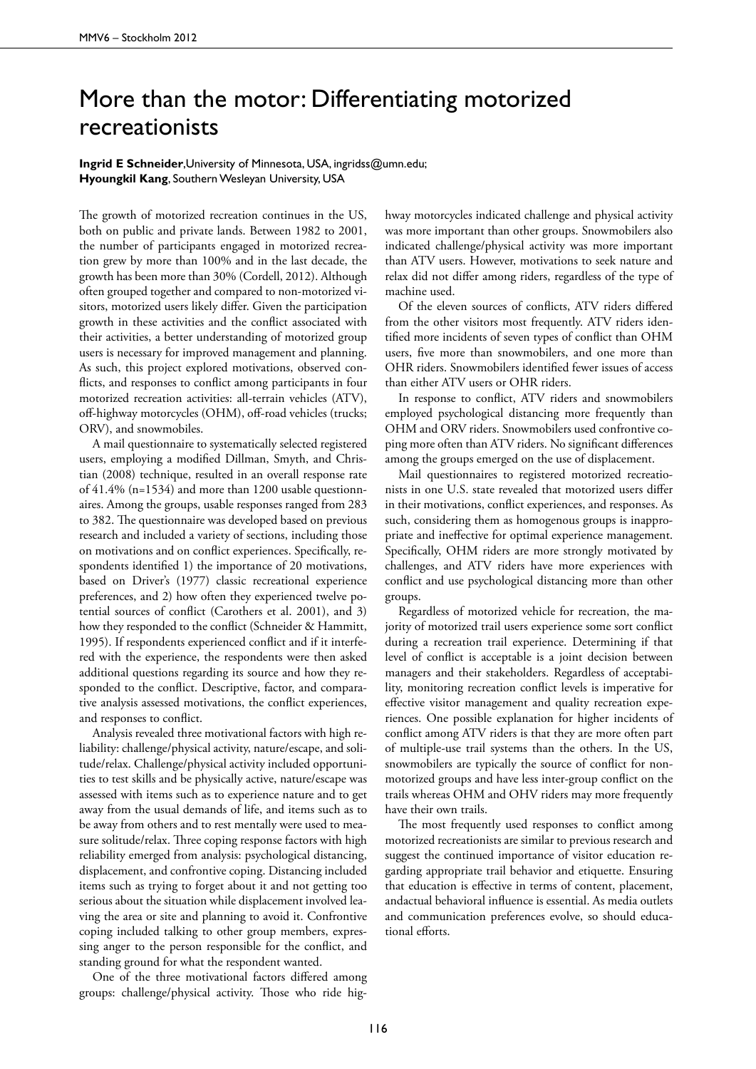# More than the motor: Differentiating motorized recreationists

**Ingrid E Schneider**, University of Minnesota, USA, ingridss@umn.edu; **Hyoungkil Kang**, Southern Wesleyan University, USA

The growth of motorized recreation continues in the US, both on public and private lands. Between 1982 to 2001, the number of participants engaged in motorized recreation grew by more than 100% and in the last decade, the growth has been more than 30% (Cordell, 2012). Although often grouped together and compared to non-motorized visitors, motorized users likely differ. Given the participation growth in these activities and the conflict associated with their activities, a better understanding of motorized group users is necessary for improved management and planning. As such, this project explored motivations, observed conflicts, and responses to conflict among participants in four motorized recreation activities: all-terrain vehicles (ATV), off-highway motorcycles (OHM), off-road vehicles (trucks; ORV), and snowmobiles.

A mail questionnaire to systematically selected registered users, employing a modified Dillman, Smyth, and Christian (2008) technique, resulted in an overall response rate of 41.4% (n=1534) and more than 1200 usable questionnaires. Among the groups, usable responses ranged from 283 to 382. The questionnaire was developed based on previous research and included a variety of sections, including those on motivations and on conflict experiences. Specifically, respondents identified 1) the importance of 20 motivations, based on Driver's (1977) classic recreational experience preferences, and 2) how often they experienced twelve potential sources of conflict (Carothers et al. 2001), and 3) how they responded to the conflict (Schneider & Hammitt, 1995). If respondents experienced conflict and if it interfered with the experience, the respondents were then asked additional questions regarding its source and how they responded to the conflict. Descriptive, factor, and comparative analysis assessed motivations, the conflict experiences, and responses to conflict.

Analysis revealed three motivational factors with high reliability: challenge/physical activity, nature/escape, and solitude/relax. Challenge/physical activity included opportunities to test skills and be physically active, nature/escape was assessed with items such as to experience nature and to get away from the usual demands of life, and items such as to be away from others and to rest mentally were used to measure solitude/relax. Three coping response factors with high reliability emerged from analysis: psychological distancing, displacement, and confrontive coping. Distancing included items such as trying to forget about it and not getting too serious about the situation while displacement involved leaving the area or site and planning to avoid it. Confrontive coping included talking to other group members, expressing anger to the person responsible for the conflict, and standing ground for what the respondent wanted.

One of the three motivational factors differed among groups: challenge/physical activity. Those who ride highway motorcycles indicated challenge and physical activity was more important than other groups. Snowmobilers also indicated challenge/physical activity was more important than ATV users. However, motivations to seek nature and relax did not differ among riders, regardless of the type of machine used.

Of the eleven sources of conflicts, ATV riders differed from the other visitors most frequently. ATV riders identified more incidents of seven types of conflict than OHM users, five more than snowmobilers, and one more than OHR riders. Snowmobilers identified fewer issues of access than either ATV users or OHR riders.

In response to conflict, ATV riders and snowmobilers employed psychological distancing more frequently than OHM and ORV riders. Snowmobilers used confrontive coping more often than ATV riders. No significant differences among the groups emerged on the use of displacement.

Mail questionnaires to registered motorized recreationists in one U.S. state revealed that motorized users differ in their motivations, conflict experiences, and responses. As such, considering them as homogenous groups is inappropriate and ineffective for optimal experience management. Specifically, OHM riders are more strongly motivated by challenges, and ATV riders have more experiences with conflict and use psychological distancing more than other groups.

Regardless of motorized vehicle for recreation, the majority of motorized trail users experience some sort conflict during a recreation trail experience. Determining if that level of conflict is acceptable is a joint decision between managers and their stakeholders. Regardless of acceptability, monitoring recreation conflict levels is imperative for effective visitor management and quality recreation experiences. One possible explanation for higher incidents of conflict among ATV riders is that they are more often part of multiple-use trail systems than the others. In the US, snowmobilers are typically the source of conflict for non-motorized groups and have less inter-group conflict on the trails whereas OHM and OHV riders may more frequently have their own trails.

The most frequently used responses to conflict among motorized recreationists are similar to previous research and suggest the continued importance of visitor education regarding appropriate trail behavior and etiquette. Ensuring that education is effective in terms of content, placement, andactual behavioral influence is essential. As media outlets and communication preferences evolve, so should educational efforts.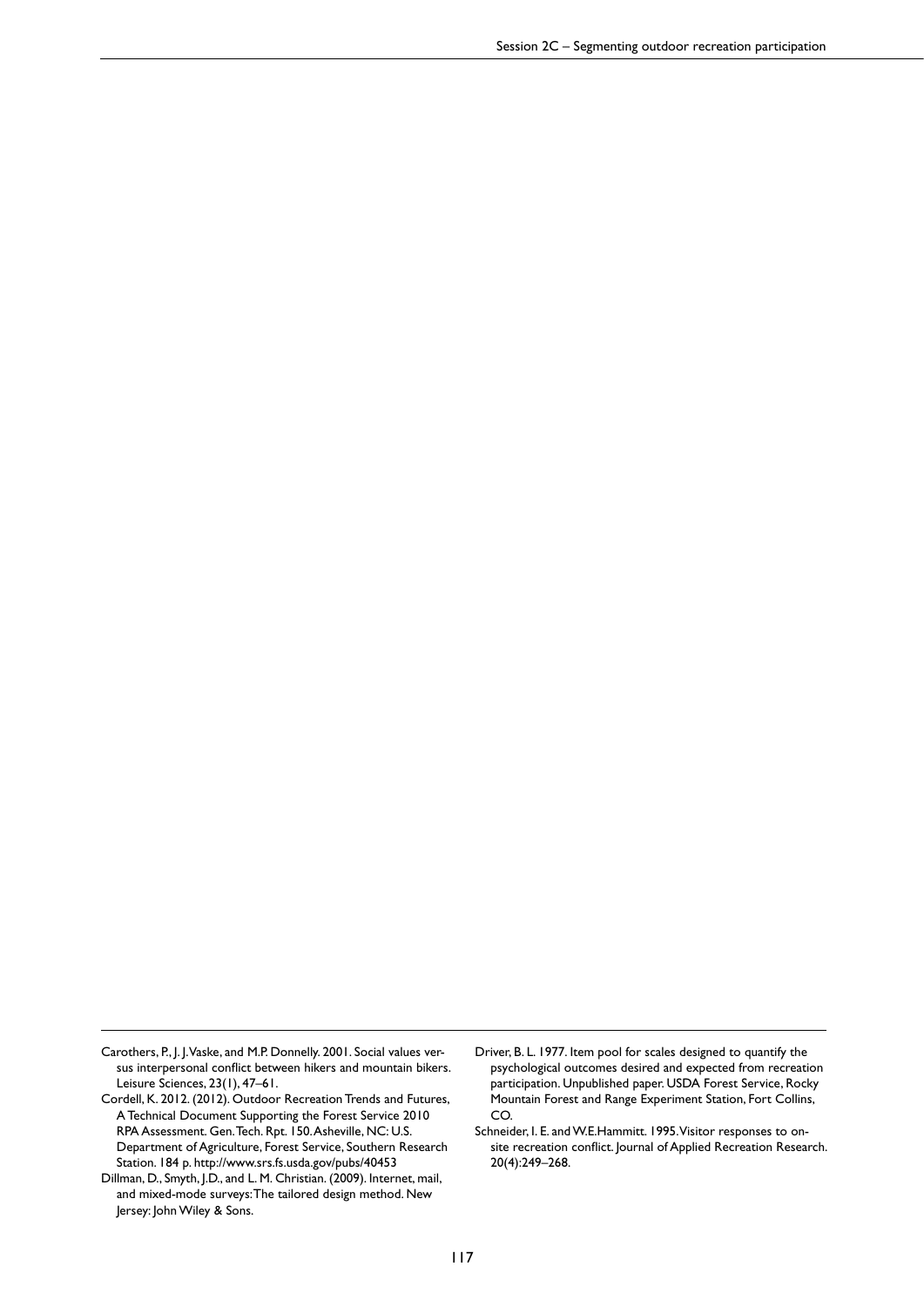Carothers, P., J. J. Vaske, and M.P. Donnelly. 2001. Social values versus interpersonal conflict between hikers and mountain bikers. Leisure Sciences, 23(1), 47–61.

Cordell, K. 2012. (2012). Outdoor Recreation Trends and Futures, A Technical Document Supporting the Forest Service 2010 RPA Assessment. Gen. Tech. Rpt. 150. Asheville, NC: U.S. Department of Agriculture, Forest Service, Southern Research Station. 184 p. http://www.srs.fs.usda.gov/pubs/40453

Dillman, D., Smyth, J.D., and L. M. Christian. (2009). Internet, mail, and mixed-mode surveys: The tailored design method. New Jersey: John Wiley & Sons.

Driver, B. L. 1977. Item pool for scales designed to quantify the psychological outcomes desired and expected from recreation participation. Unpublished paper. USDA Forest Service, Rocky Mountain Forest and Range Experiment Station, Fort Collins, CO.

Schneider, I. E. and W.E.Hammitt. 1995. Visitor responses to on-site recreation conflict. Journal of Applied Recreation Research. 20(4):249–268.